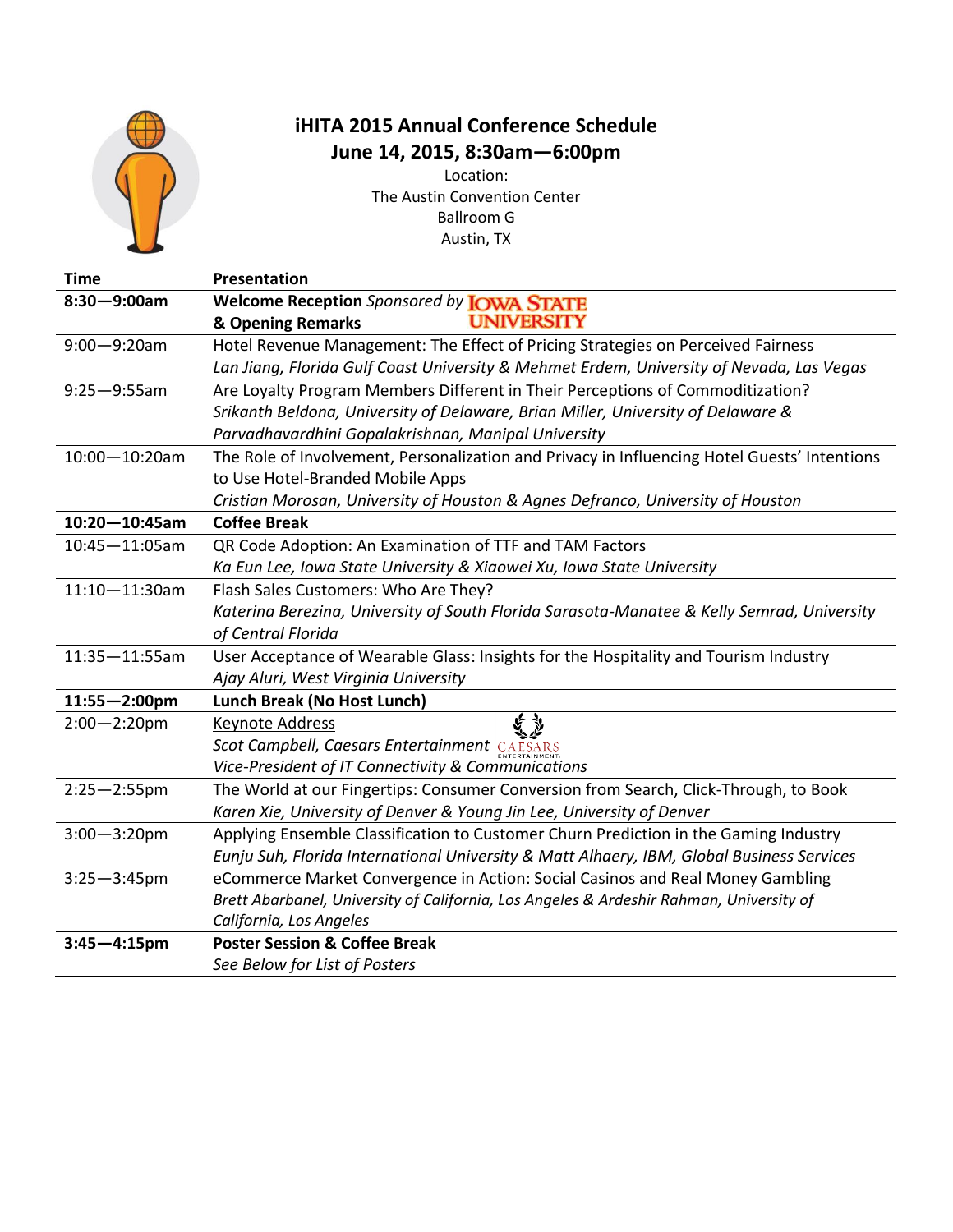# iHITA 2015 Annual Conference Schedule

## June 14, 2015, 8:30am—6:00pm

Location:
The Austin Convention Center
Ballroom G
Austin, TX

| Time | Presentation |
|---|---|
| **8:30—9:00am** | **Welcome Reception** *Sponsored by* IOWA STATE UNIVERSITY **& Opening Remarks** |
| 9:00—9:20am | Hotel Revenue Management: The Effect of Pricing Strategies on Perceived Fairness *Lan Jiang, Florida Gulf Coast University & Mehmet Erdem, University of Nevada, Las Vegas* |
| 9:25—9:55am | Are Loyalty Program Members Different in Their Perceptions of Commoditization? *Srikanth Beldona, University of Delaware, Brian Miller, University of Delaware & Parvadhavardhini Gopalakrishnan, Manipal University* |
| 10:00—10:20am | The Role of Involvement, Personalization and Privacy in Influencing Hotel Guests' Intentions to Use Hotel-Branded Mobile Apps *Cristian Morosan, University of Houston & Agnes Defranco, University of Houston* |
| **10:20—10:45am** | **Coffee Break** |
| 10:45—11:05am | QR Code Adoption: An Examination of TTF and TAM Factors *Ka Eun Lee, Iowa State University & Xiaowei Xu, Iowa State University* |
| 11:10—11:30am | Flash Sales Customers: Who Are They? *Katerina Berezina, University of South Florida Sarasota-Manatee & Kelly Semrad, University of Central Florida* |
| 11:35—11:55am | User Acceptance of Wearable Glass: Insights for the Hospitality and Tourism Industry *Ajay Aluri, West Virginia University* |
| **11:55—2:00pm** | **Lunch Break (No Host Lunch)** |
| 2:00—2:20pm | Keynote Address *Scot Campbell, Caesars Entertainment* CAESARS ENTERTAINMENT *Vice-President of IT Connectivity & Communications* |
| 2:25—2:55pm | The World at our Fingertips: Consumer Conversion from Search, Click-Through, to Book *Karen Xie, University of Denver & Young Jin Lee, University of Denver* |
| 3:00—3:20pm | Applying Ensemble Classification to Customer Churn Prediction in the Gaming Industry *Eunju Suh, Florida International University & Matt Alhaery, IBM, Global Business Services* |
| 3:25—3:45pm | eCommerce Market Convergence in Action: Social Casinos and Real Money Gambling *Brett Abarbanel, University of California, Los Angeles & Ardeshir Rahman, University of California, Los Angeles* |
| **3:45—4:15pm** | **Poster Session & Coffee Break** *See Below for List of Posters* |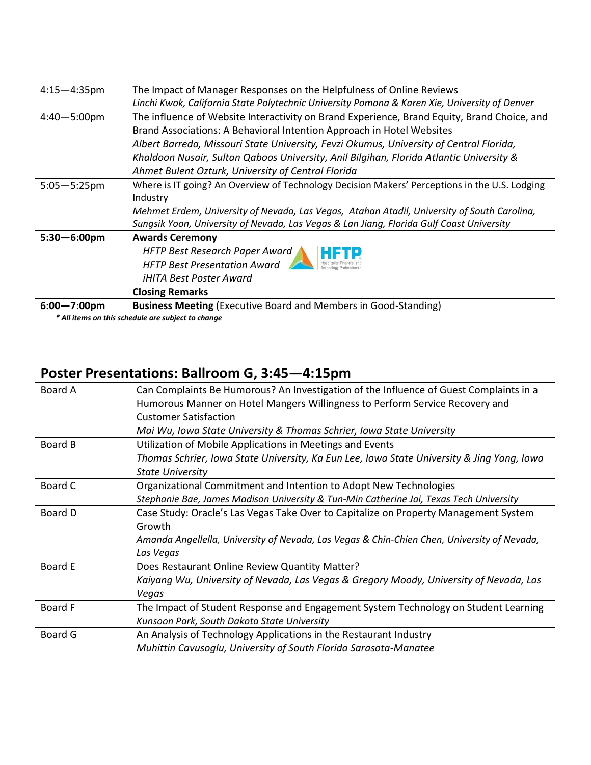| | |
|---|---|
| 4:15—4:35pm | The Impact of Manager Responses on the Helpfulness of Online Reviews<br>*Linchi Kwok, California State Polytechnic University Pomona & Karen Xie, University of Denver* |
| 4:40—5:00pm | The influence of Website Interactivity on Brand Experience, Brand Equity, Brand Choice, and Brand Associations: A Behavioral Intention Approach in Hotel Websites<br>*Albert Barreda, Missouri State University, Fevzi Okumus, University of Central Florida, Khaldoon Nusair, Sultan Qaboos University, Anil Bilgihan, Florida Atlantic University & Ahmet Bulent Ozturk, University of Central Florida* |
| 5:05—5:25pm | Where is IT going? An Overview of Technology Decision Makers' Perceptions in the U.S. Lodging Industry<br>*Mehmet Erdem, University of Nevada, Las Vegas, Atahan Atadil, University of South Carolina, Sungsik Yoon, University of Nevada, Las Vegas & Lan Jiang, Florida Gulf Coast University* |
| **5:30—6:00pm** | **Awards Ceremony**<br>*HFTP Best Research Paper Award*<br>*HFTP Best Presentation Award*<br>*iHITA Best Poster Award*<br>**Closing Remarks** |
| **6:00—7:00pm** | **Business Meeting** (Executive Board and Members in Good-Standing) |

***\* All items on this schedule are subject to change***

## Poster Presentations: Ballroom G, 3:45—4:15pm

| | |
|---|---|
| Board A | Can Complaints Be Humorous? An Investigation of the Influence of Guest Complaints in a Humorous Manner on Hotel Mangers Willingness to Perform Service Recovery and Customer Satisfaction<br>*Mai Wu, Iowa State University & Thomas Schrier, Iowa State University* |
| Board B | Utilization of Mobile Applications in Meetings and Events<br>*Thomas Schrier, Iowa State University, Ka Eun Lee, Iowa State University & Jing Yang, Iowa State University* |
| Board C | Organizational Commitment and Intention to Adopt New Technologies<br>*Stephanie Bae, James Madison University & Tun-Min Catherine Jai, Texas Tech University* |
| Board D | Case Study: Oracle's Las Vegas Take Over to Capitalize on Property Management System Growth<br>*Amanda Angellella, University of Nevada, Las Vegas & Chin-Chien Chen, University of Nevada, Las Vegas* |
| Board E | Does Restaurant Online Review Quantity Matter?<br>*Kaiyang Wu, University of Nevada, Las Vegas & Gregory Moody, University of Nevada, Las Vegas* |
| Board F | The Impact of Student Response and Engagement System Technology on Student Learning<br>*Kunsoon Park, South Dakota State University* |
| Board G | An Analysis of Technology Applications in the Restaurant Industry<br>*Muhittin Cavusoglu, University of South Florida Sarasota-Manatee* |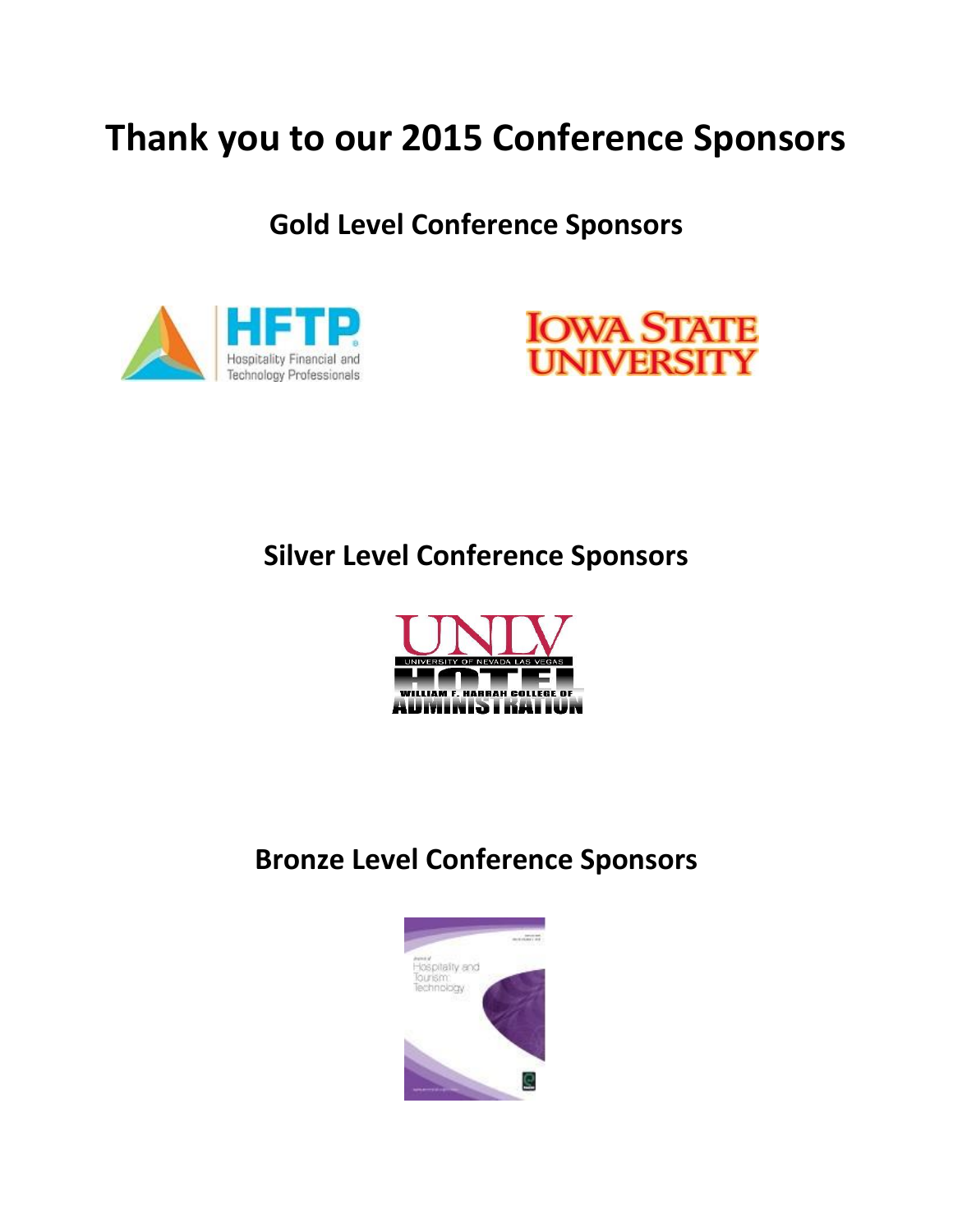# Thank you to our 2015 Conference Sponsors

## Gold Level Conference Sponsors

HFTP Hospitality Financial and Technology Professionals

IOWA STATE UNIVERSITY

## Silver Level Conference Sponsors

UNLV UNIVERSITY OF NEVADA LAS VEGAS HOTEL WILLIAM F. HARRAH COLLEGE OF ADMINISTRATION

## Bronze Level Conference Sponsors

Journal of Hospitality and Tourism Technology